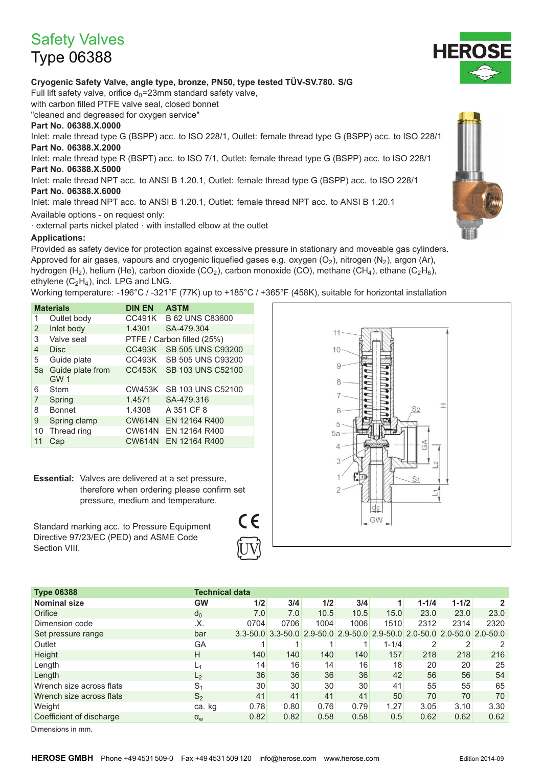# Safety Valves

## Type 06388

**Cryogenic Safety Valve, angle type, bronze, PN50, type tested TÜV-SV.780. S/G**

Full lift safety valve, orifice $d_0$=23mm standard safety valve,
with carbon filled PTFE valve seal, closed bonnet
"cleaned and degreased for oxygen service"

**Part No. 06388.X.0000**
Inlet: male thread type G (BSPP) acc. to ISO 228/1, Outlet: female thread type G (BSPP) acc. to ISO 228/1

**Part No. 06388.X.2000**
Inlet: male thread type R (BSPT) acc. to ISO 7/1, Outlet: female thread type G (BSPP) acc. to ISO 228/1

**Part No. 06388.X.5000**
Inlet: male thread NPT acc. to ANSI B 1.20.1, Outlet: female thread type G (BSPP) acc. to ISO 228/1

**Part No. 06388.X.6000**
Inlet: male thread NPT acc. to ANSI B 1.20.1, Outlet: female thread NPT acc. to ANSI B 1.20.1

Available options - on request only:
· external parts nickel plated · with installed elbow at the outlet

**Applications:**
Provided as safety device for protection against excessive pressure in stationary and moveable gas cylinders.
Approved for air gases, vapours and cryogenic liquefied gases e.g. oxygen ($O_2$), nitrogen ($N_2$), argon (Ar), hydrogen ($H_2$), helium (He), carbon dioxide ($CO_2$), carbon monoxide (CO), methane ($CH_4$), ethane ($C_2H_6$), ethylene ($C_2H_4$), incl. LPG and LNG.
Working temperature: -196°C / -321°F (77K) up to +185°C / +365°F (458K), suitable for horizontal installation

| | Materials | DIN EN | ASTM |
|---|---|---|---|
| 1 | Outlet body | CC491K | B 62 UNS C83600 |
| 2 | Inlet body | 1.4301 | SA-479.304 |
| 3 | Valve seal | PTFE / Carbon filled (25%) | |
| 4 | Disc | CC493K | SB 505 UNS C93200 |
| 5 | Guide plate | CC493K | SB 505 UNS C93200 |
| 5a | Guide plate from GW 1 | CC453K | SB 103 UNS C52100 |
| 6 | Stem | CW453K | SB 103 UNS C52100 |
| 7 | Spring | 1.4571 | SA-479.316 |
| 8 | Bonnet | 1.4308 | A 351 CF 8 |
| 9 | Spring clamp | CW614N | EN 12164 R400 |
| 10 | Thread ring | CW614N | EN 12164 R400 |
| 11 | Cap | CW614N | EN 12164 R400 |

**Essential:** Valves are delivered at a set pressure, therefore when ordering please confirm set pressure, medium and temperature.

Standard marking acc. to Pressure Equipment Directive 97/23/EC (PED) and ASME Code Section VIII.

| Type 06388 | Technical data | | | | | | | | |
|---|---|---|---|---|---|---|---|---|---|
| **Nominal size** | **GW** | **1/2** | **3/4** | **1/2** | **3/4** | **1** | **1-1/4** | **1-1/2** | **2** |
| Orifice | $d_0$ | 7.0 | 7.0 | 10.5 | 10.5 | 15.0 | 23.0 | 23.0 | 23.0 |
| Dimension code | .X. | 0704 | 0706 | 1004 | 1006 | 1510 | 2312 | 2314 | 2320 |
| Set pressure range | bar | 3.3-50.0 | 3.3-50.0 | 2.9-50.0 | 2.9-50.0 | 2.9-50.0 | 2.0-50.0 | 2.0-50.0 | 2.0-50.0 |
| Outlet | GA | 1 | 1 | 1 | 1 | 1-1/4 | 2 | 2 | 2 |
| Height | H | 140 | 140 | 140 | 140 | 157 | 218 | 218 | 216 |
| Length | $L_1$ | 14 | 16 | 14 | 16 | 18 | 20 | 20 | 25 |
| Length | $L_2$ | 36 | 36 | 36 | 36 | 42 | 56 | 56 | 54 |
| Wrench size across flats | $S_1$ | 30 | 30 | 30 | 30 | 41 | 55 | 55 | 65 |
| Wrench size across flats | $S_2$ | 41 | 41 | 41 | 41 | 50 | 70 | 70 | 70 |
| Weight | ca. kg | 0.78 | 0.80 | 0.76 | 0.79 | 1.27 | 3.05 | 3.10 | 3.30 |
| Coefficient of discharge | $\alpha_w$ | 0.82 | 0.82 | 0.58 | 0.58 | 0.5 | 0.62 | 0.62 | 0.62 |

Dimensions in mm.

**HEROSE GMBH** Phone +49 4531 509-0 Fax +49 4531 509 120 info@herose.com www.herose.com Edition 2014-09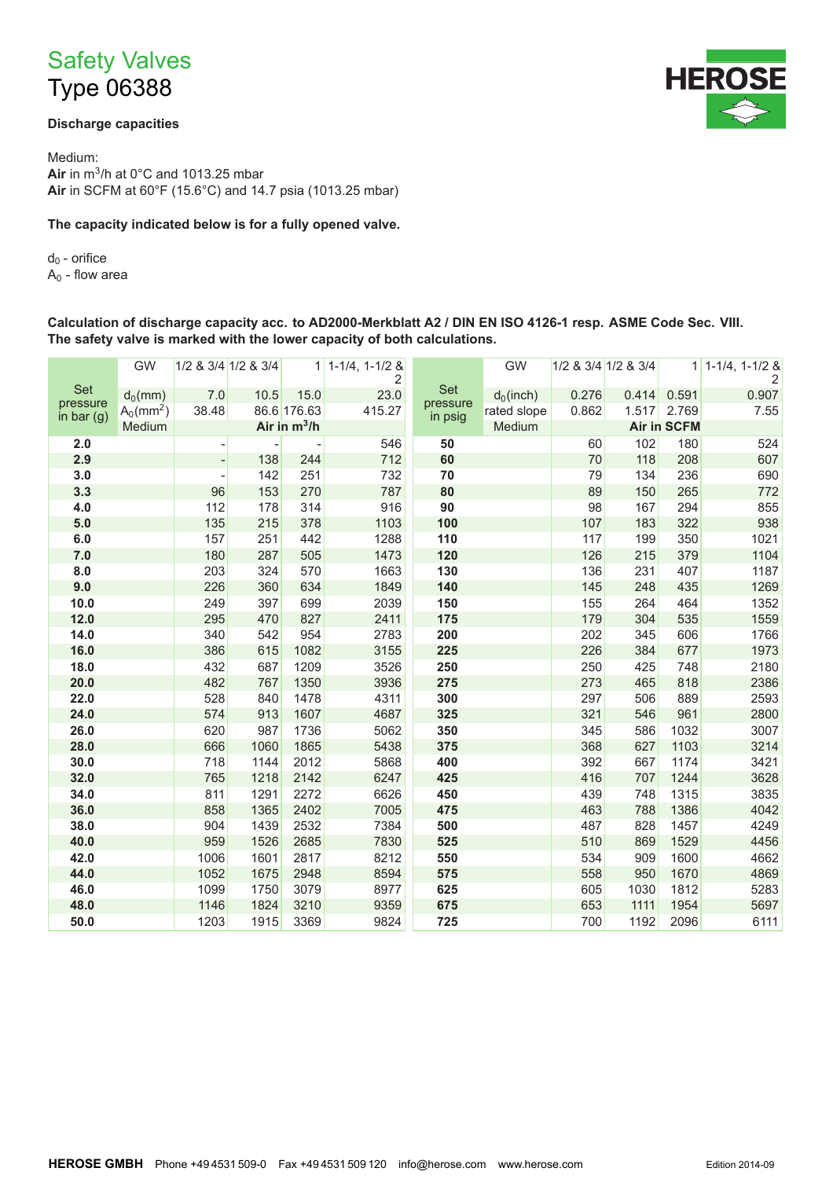# Safety Valves
## Type 06388

**Discharge capacities**

Medium:
**Air** in $m^3/h$ at 0°C and 1013.25 mbar
**Air** in SCFM at 60°F (15.6°C) and 14.7 psia (1013.25 mbar)

**The capacity indicated below is for a fully opened valve.**

$d_0$ - orifice
$A_0$ - flow area

**Calculation of discharge capacity acc. to AD2000-Merkblatt A2 / DIN EN ISO 4126-1 resp. ASME Code Sec. VIII. The safety valve is marked with the lower capacity of both calculations.**

| Set pressure in bar (g) | GW | 1/2 & 3/4 | 1/2 & 3/4 | 1 | 1-1/4, 1-1/2 & 2 | Set pressure in psig | GW | 1/2 & 3/4 | 1/2 & 3/4 | 1 | 1-1/4, 1-1/2 & 2 |
|---|---|---|---|---|---|---|---|---|---|---|---|
| | $d_0$(mm) | 7.0 | 10.5 | 15.0 | 23.0 | | $d_0$(inch) | 0.276 | 0.414 | 0.591 | 0.907 |
| | $A_0$($mm^2$) | 38.48 | 86.6 | 176.63 | 415.27 | | rated slope | 0.862 | 1.517 | 2.769 | 7.55 |
| | Medium | Air in $m^3/h$ | | | | | Medium | Air in SCFM | | | |
| **2.0** | | - | - | - | 546 | **50** | | 60 | 102 | 180 | 524 |
| **2.9** | | - | 138 | 244 | 712 | **60** | | 70 | 118 | 208 | 607 |
| **3.0** | | - | 142 | 251 | 732 | **70** | | 79 | 134 | 236 | 690 |
| **3.3** | | 96 | 153 | 270 | 787 | **80** | | 89 | 150 | 265 | 772 |
| **4.0** | | 112 | 178 | 314 | 916 | **90** | | 98 | 167 | 294 | 855 |
| **5.0** | | 135 | 215 | 378 | 1103 | **100** | | 107 | 183 | 322 | 938 |
| **6.0** | | 157 | 251 | 442 | 1288 | **110** | | 117 | 199 | 350 | 1021 |
| **7.0** | | 180 | 287 | 505 | 1473 | **120** | | 126 | 215 | 379 | 1104 |
| **8.0** | | 203 | 324 | 570 | 1663 | **130** | | 136 | 231 | 407 | 1187 |
| **9.0** | | 226 | 360 | 634 | 1849 | **140** | | 145 | 248 | 435 | 1269 |
| **10.0** | | 249 | 397 | 699 | 2039 | **150** | | 155 | 264 | 464 | 1352 |
| **12.0** | | 295 | 470 | 827 | 2411 | **175** | | 179 | 304 | 535 | 1559 |
| **14.0** | | 340 | 542 | 954 | 2783 | **200** | | 202 | 345 | 606 | 1766 |
| **16.0** | | 386 | 615 | 1082 | 3155 | **225** | | 226 | 384 | 677 | 1973 |
| **18.0** | | 432 | 687 | 1209 | 3526 | **250** | | 250 | 425 | 748 | 2180 |
| **20.0** | | 482 | 767 | 1350 | 3936 | **275** | | 273 | 465 | 818 | 2386 |
| **22.0** | | 528 | 840 | 1478 | 4311 | **300** | | 297 | 506 | 889 | 2593 |
| **24.0** | | 574 | 913 | 1607 | 4687 | **325** | | 321 | 546 | 961 | 2800 |
| **26.0** | | 620 | 987 | 1736 | 5062 | **350** | | 345 | 586 | 1032 | 3007 |
| **28.0** | | 666 | 1060 | 1865 | 5438 | **375** | | 368 | 627 | 1103 | 3214 |
| **30.0** | | 718 | 1144 | 2012 | 5868 | **400** | | 392 | 667 | 1174 | 3421 |
| **32.0** | | 765 | 1218 | 2142 | 6247 | **425** | | 416 | 707 | 1244 | 3628 |
| **34.0** | | 811 | 1291 | 2272 | 6626 | **450** | | 439 | 748 | 1315 | 3835 |
| **36.0** | | 858 | 1365 | 2402 | 7005 | **475** | | 463 | 788 | 1386 | 4042 |
| **38.0** | | 904 | 1439 | 2532 | 7384 | **500** | | 487 | 828 | 1457 | 4249 |
| **40.0** | | 959 | 1526 | 2685 | 7830 | **525** | | 510 | 869 | 1529 | 4456 |
| **42.0** | | 1006 | 1601 | 2817 | 8212 | **550** | | 534 | 909 | 1600 | 4662 |
| **44.0** | | 1052 | 1675 | 2948 | 8594 | **575** | | 558 | 950 | 1670 | 4869 |
| **46.0** | | 1099 | 1750 | 3079 | 8977 | **625** | | 605 | 1030 | 1812 | 5283 |
| **48.0** | | 1146 | 1824 | 3210 | 9359 | **675** | | 653 | 1111 | 1954 | 5697 |
| **50.0** | | 1203 | 1915 | 3369 | 9824 | **725** | | 700 | 1192 | 2096 | 6111 |

**HEROSE GMBH** Phone +49 4531 509-0 Fax +49 4531 509 120 info@herose.com www.herose.com Edition 2014-09